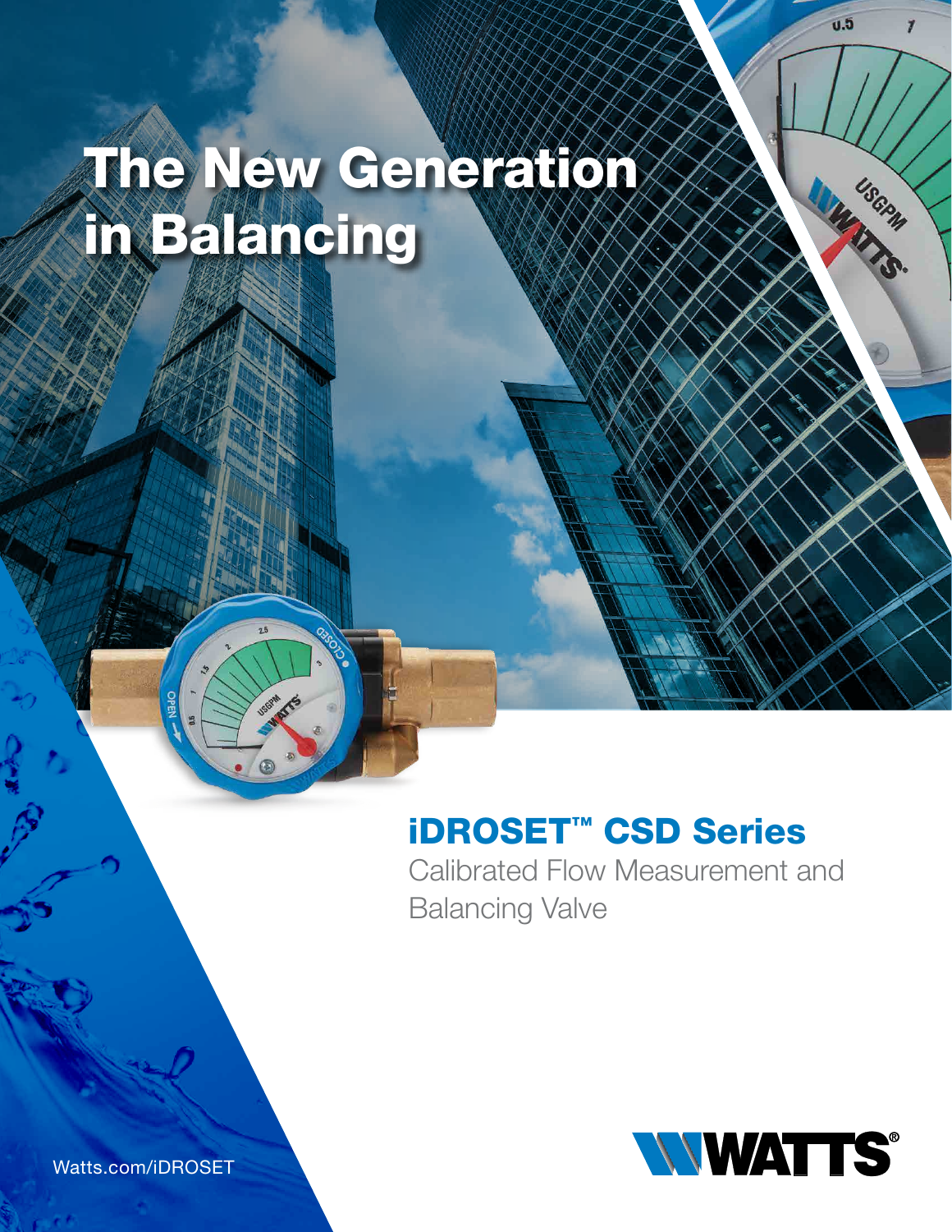# The New Generation in Balancing

## iDROSET™ CSD Series

Calibrated Flow Measurement and Balancing Valve

Watts.com/iDROSET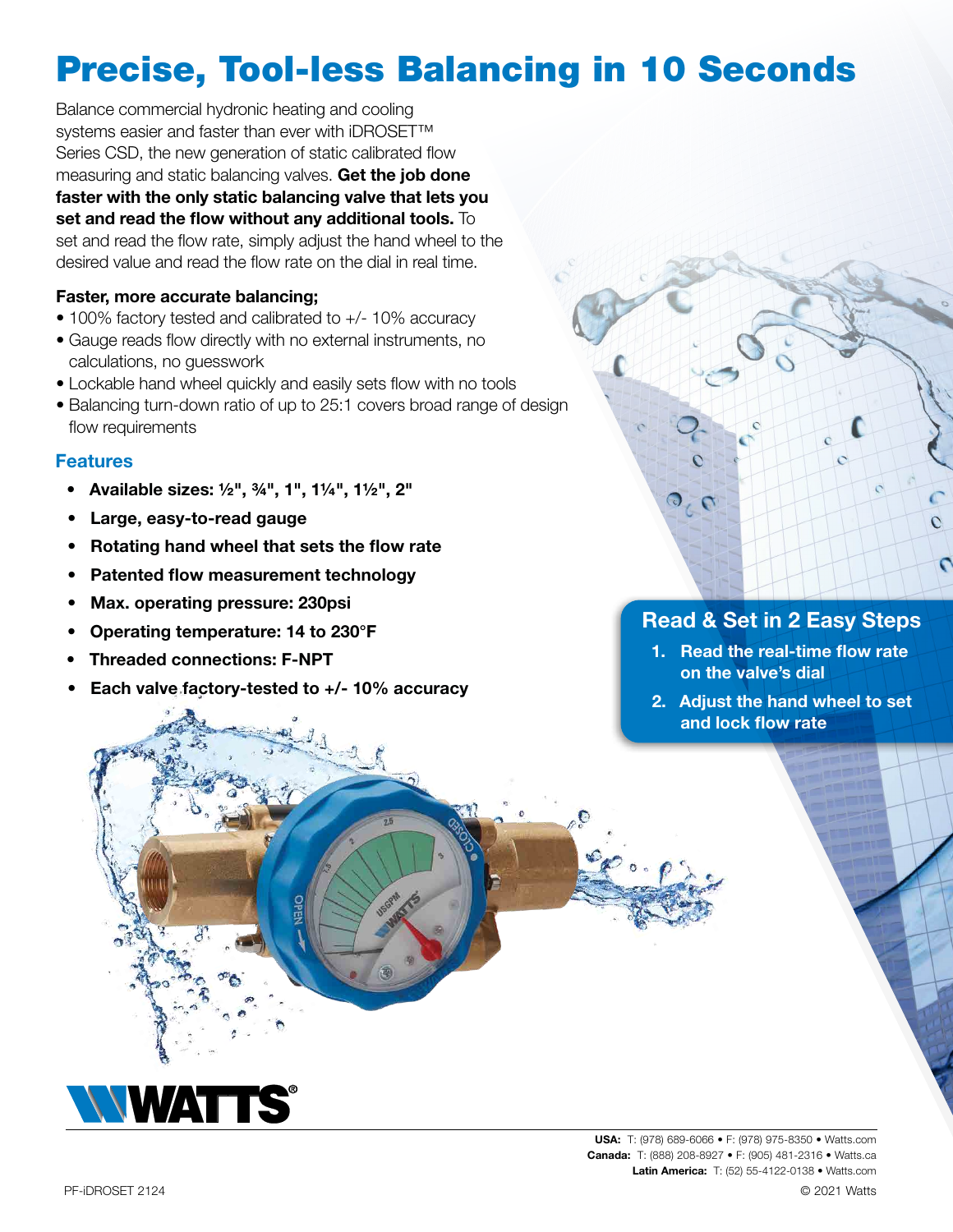# Precise, Tool-less Balancing in 10 Seconds

Balance commercial hydronic heating and cooling systems easier and faster than ever with iDROSET™ Series CSD, the new generation of static calibrated flow measuring and static balancing valves. **Get the job done faster with the only static balancing valve that lets you set and read the flow without any additional tools.** To set and read the flow rate, simply adjust the hand wheel to the desired value and read the flow rate on the dial in real time.

**Faster, more accurate balancing;**

- 100% factory tested and calibrated to +/- 10% accuracy
- Gauge reads flow directly with no external instruments, no calculations, no guesswork
- Lockable hand wheel quickly and easily sets flow with no tools
- Balancing turn-down ratio of up to 25:1 covers broad range of design flow requirements

## Features

- **Available sizes: ½", ¾", 1", 1¼", 1½", 2"**
- **Large, easy-to-read gauge**
- **Rotating hand wheel that sets the flow rate**
- **Patented flow measurement technology**
- **Max. operating pressure: 230psi**
- **Operating temperature: 14 to 230°F**
- **Threaded connections: F-NPT**
- **Each valve factory-tested to +/- 10% accuracy**

## Read & Set in 2 Easy Steps

1. **Read the real-time flow rate on the valve's dial**
2. **Adjust the hand wheel to set and lock flow rate**

**USA:** T: (978) 689-6066 • F: (978) 975-8350 • Watts.com
**Canada:** T: (888) 208-8927 • F: (905) 481-2316 • Watts.ca
**Latin America:** T: (52) 55-4122-0138 • Watts.com

PF-iDROSET 2124

© 2021 Watts